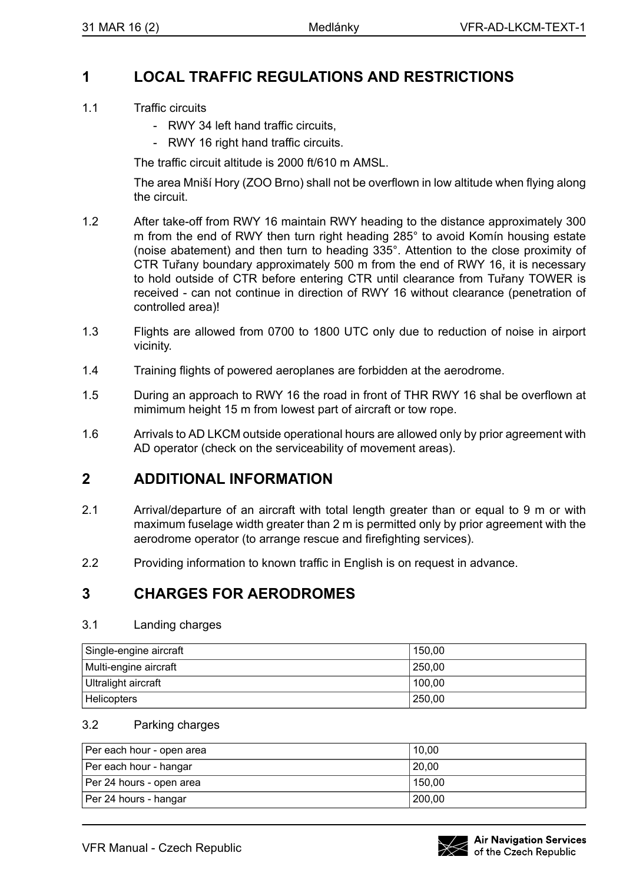# 1 LOCAL TRAFFIC REGULATIONS AND RESTRICTIONS

1.1 Traffic circuits

- RWY 34 left hand traffic circuits,
- RWY 16 right hand traffic circuits.

The traffic circuit altitude is 2000 ft/610 m AMSL.

The area Mniší Hory (ZOO Brno) shall not be overflown in low altitude when flying along the circuit.

1.2 After take-off from RWY 16 maintain RWY heading to the distance approximately 300 m from the end of RWY then turn right heading 285° to avoid Komín housing estate (noise abatement) and then turn to heading 335°. Attention to the close proximity of CTR Tuřany boundary approximately 500 m from the end of RWY 16, it is necessary to hold outside of CTR before entering CTR until clearance from Tuřany TOWER is received - can not continue in direction of RWY 16 without clearance (penetration of controlled area)!

1.3 Flights are allowed from 0700 to 1800 UTC only due to reduction of noise in airport vicinity.

1.4 Training flights of powered aeroplanes are forbidden at the aerodrome.

1.5 During an approach to RWY 16 the road in front of THR RWY 16 shal be overflown at mimimum height 15 m from lowest part of aircraft or tow rope.

1.6 Arrivals to AD LKCM outside operational hours are allowed only by prior agreement with AD operator (check on the serviceability of movement areas).

# 2 ADDITIONAL INFORMATION

2.1 Arrival/departure of an aircraft with total length greater than or equal to 9 m or with maximum fuselage width greater than 2 m is permitted only by prior agreement with the aerodrome operator (to arrange rescue and firefighting services).

2.2 Providing information to known traffic in English is on request in advance.

# 3 CHARGES FOR AERODROMES

3.1 Landing charges

| Single-engine aircraft | 150,00 |
|---|---|
| Multi-engine aircraft | 250,00 |
| Ultralight aircraft | 100,00 |
| Helicopters | 250,00 |

3.2 Parking charges

| Per each hour - open area | 10,00 |
|---|---|
| Per each hour - hangar | 20,00 |
| Per 24 hours - open area | 150,00 |
| Per 24 hours - hangar | 200,00 |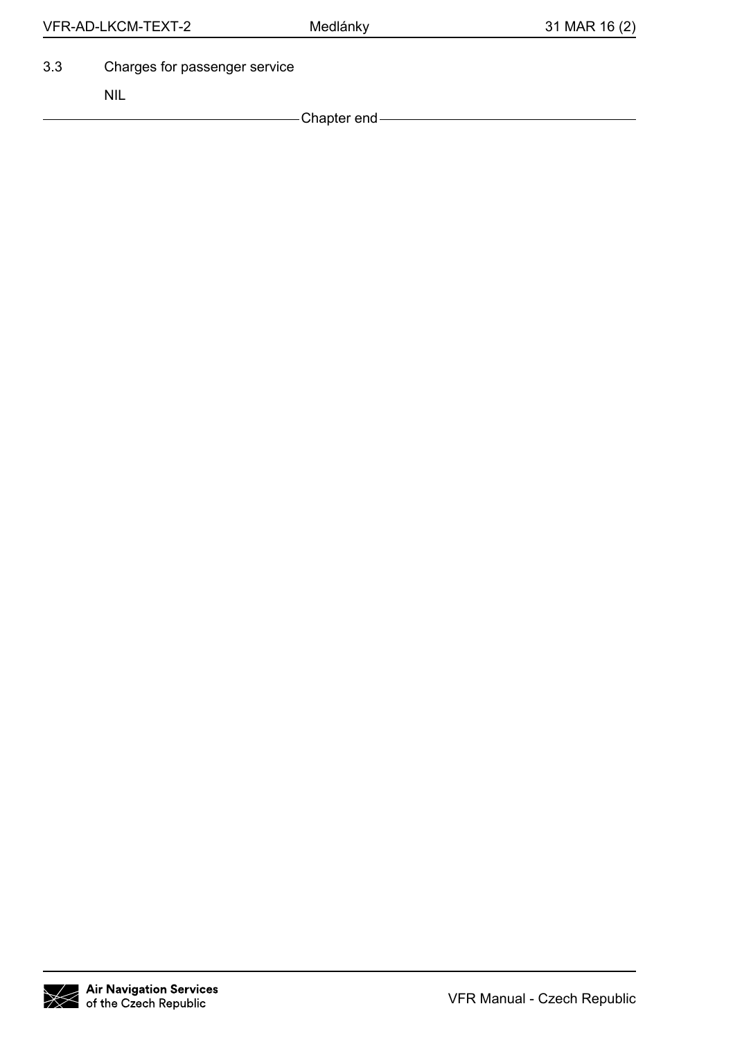3.3 Charges for passenger service

NIL

Chapter end